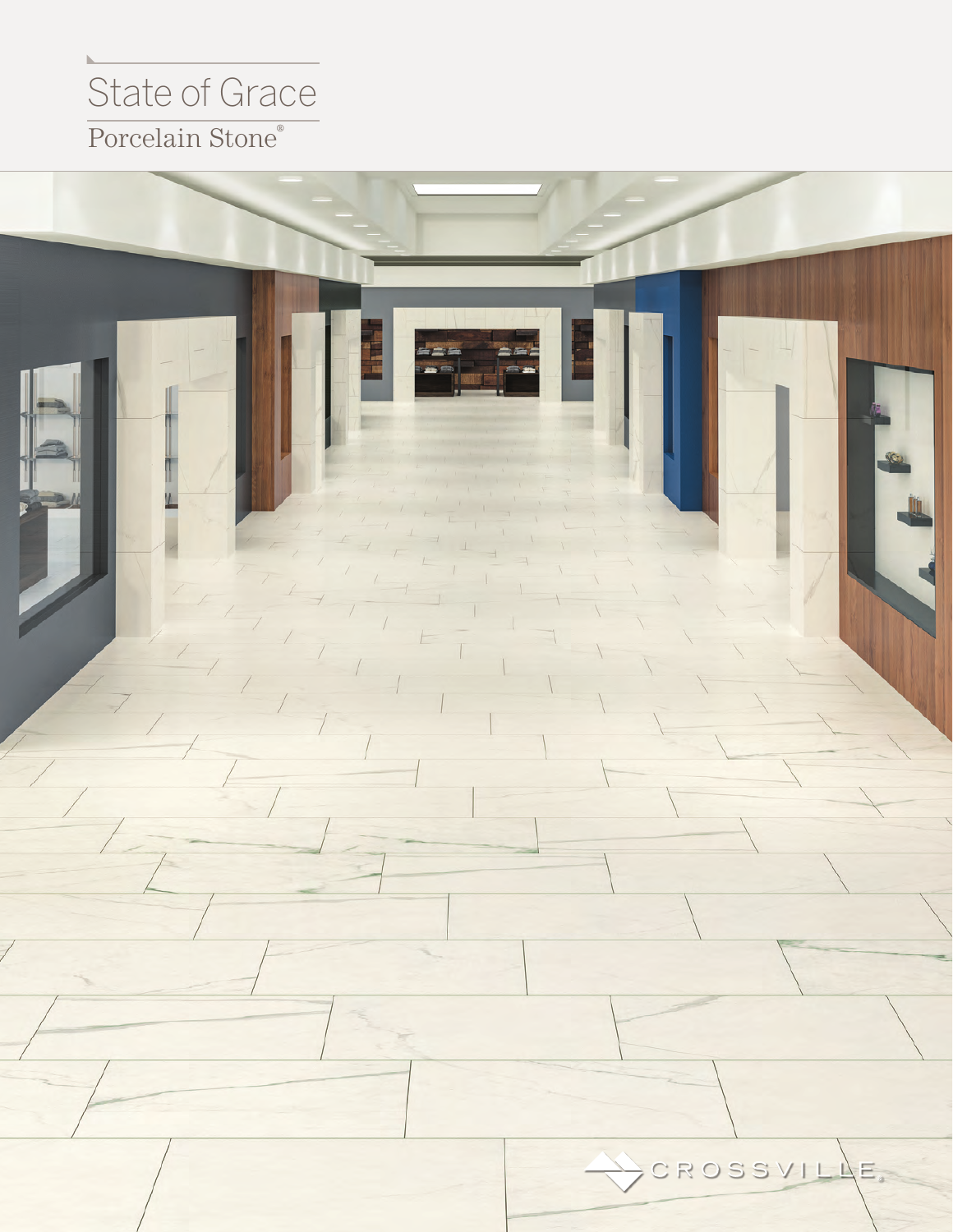# State of Grace

Porcelain Stone®

CROSSVILLE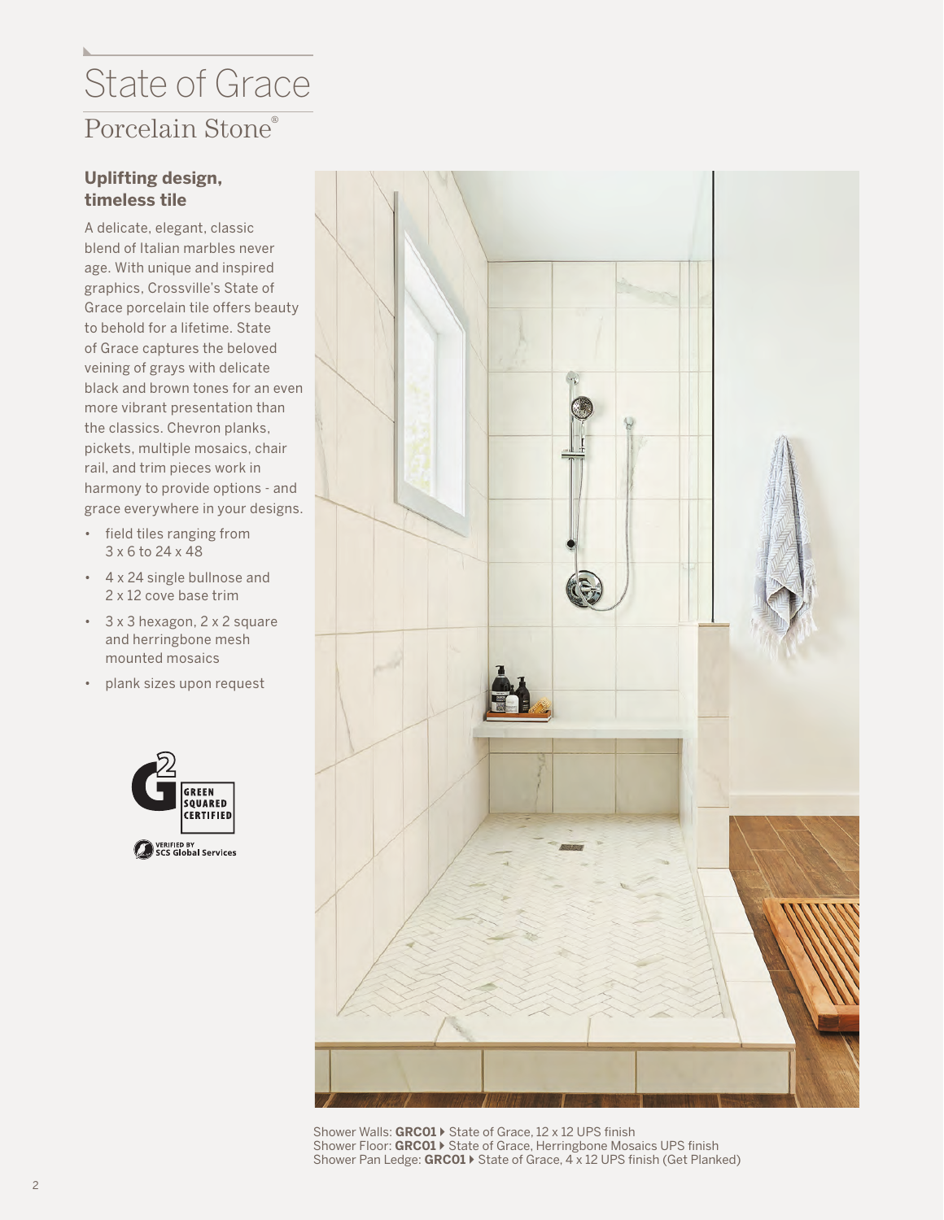# State of Grace

## Porcelain Stone®

### Uplifting design, timeless tile

A delicate, elegant, classic blend of Italian marbles never age. With unique and inspired graphics, Crossville's State of Grace porcelain tile offers beauty to behold for a lifetime. State of Grace captures the beloved veining of grays with delicate black and brown tones for an even more vibrant presentation than the classics. Chevron planks, pickets, multiple mosaics, chair rail, and trim pieces work in harmony to provide options - and grace everywhere in your designs.

- field tiles ranging from 3 x 6 to 24 x 48
- 4 x 24 single bullnose and 2 x 12 cove base trim
- 3 x 3 hexagon, 2 x 2 square and herringbone mesh mounted mosaics
- plank sizes upon request

GREEN SQUARED CERTIFIED

VERIFIED BY SCS Global Services

Shower Walls: **GRC01** ▸ State of Grace, 12 x 12 UPS finish
Shower Floor: **GRC01** ▸ State of Grace, Herringbone Mosaics UPS finish
Shower Pan Ledge: **GRC01** ▸ State of Grace, 4 x 12 UPS finish (Get Planked)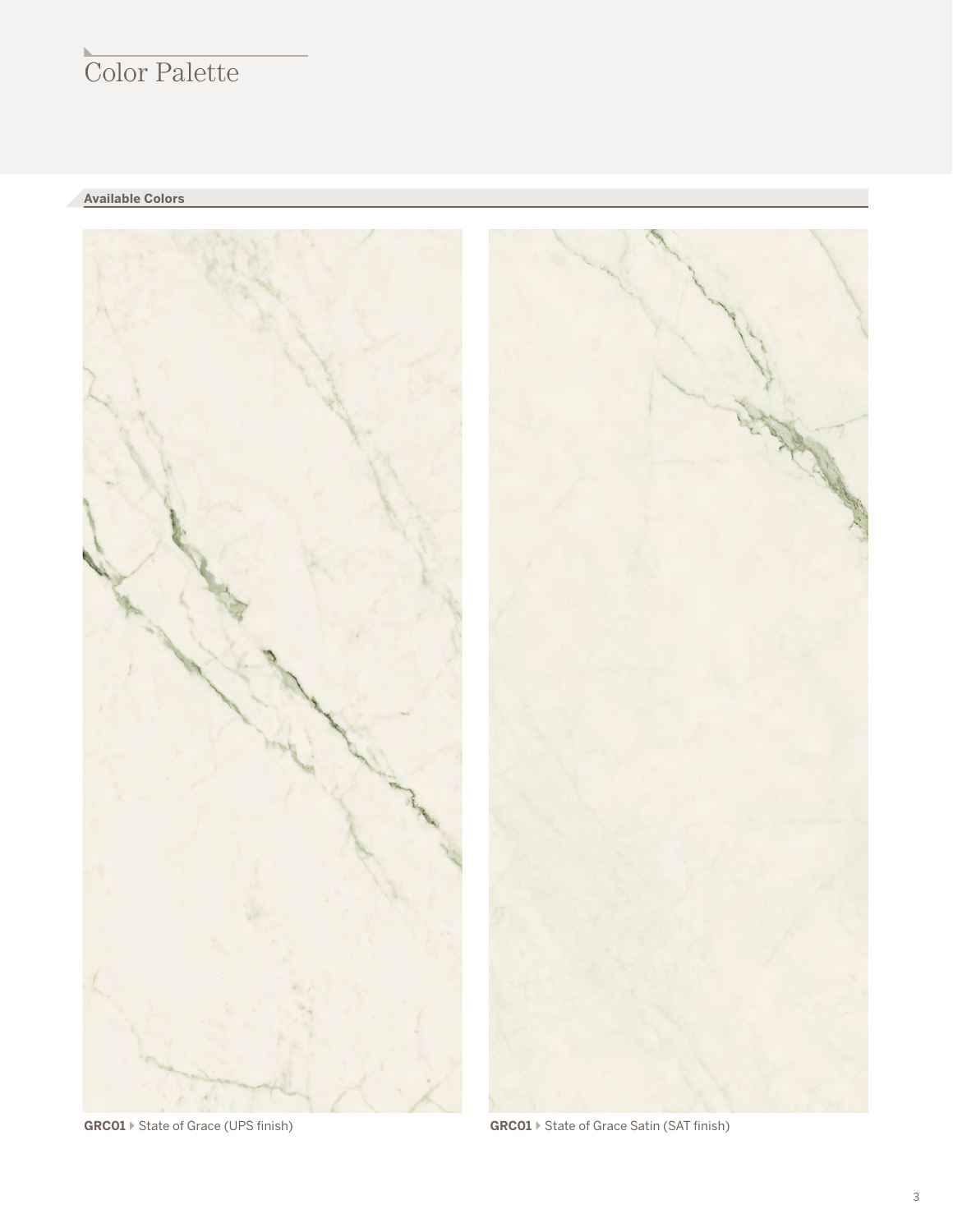# Color Palette

## Available Colors

**GRC01** ▸ State of Grace (UPS finish)

**GRC01** ▸ State of Grace Satin (SAT finish)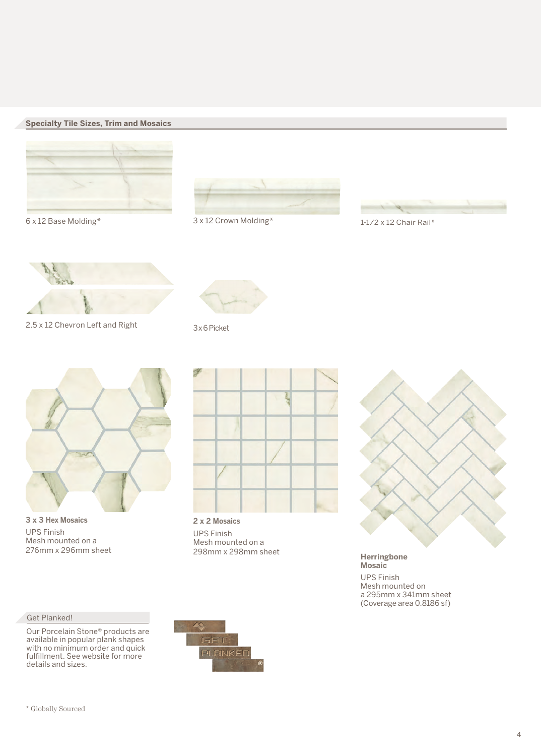## Specialty Tile Sizes, Trim and Mosaics

6 x 12 Base Molding*

3 x 12 Crown Molding*

1-1/2 x 12 Chair Rail*

2.5 x 12 Chevron Left and Right

3 x 6 Picket

**3 x 3 Hex Mosaics**

UPS Finish
Mesh mounted on a
276mm x 296mm sheet

**2 x 2 Mosaics**

UPS Finish
Mesh mounted on a
298mm x 298mm sheet

**Herringbone Mosaic**

UPS Finish
Mesh mounted on
a 295mm x 341mm sheet
(Coverage area 0.8186 sf)

## Get Planked!

Our Porcelain Stone® products are available in popular plank shapes with no minimum order and quick fulfillment. See website for more details and sizes.

GET PLANKED®

* Globally Sourced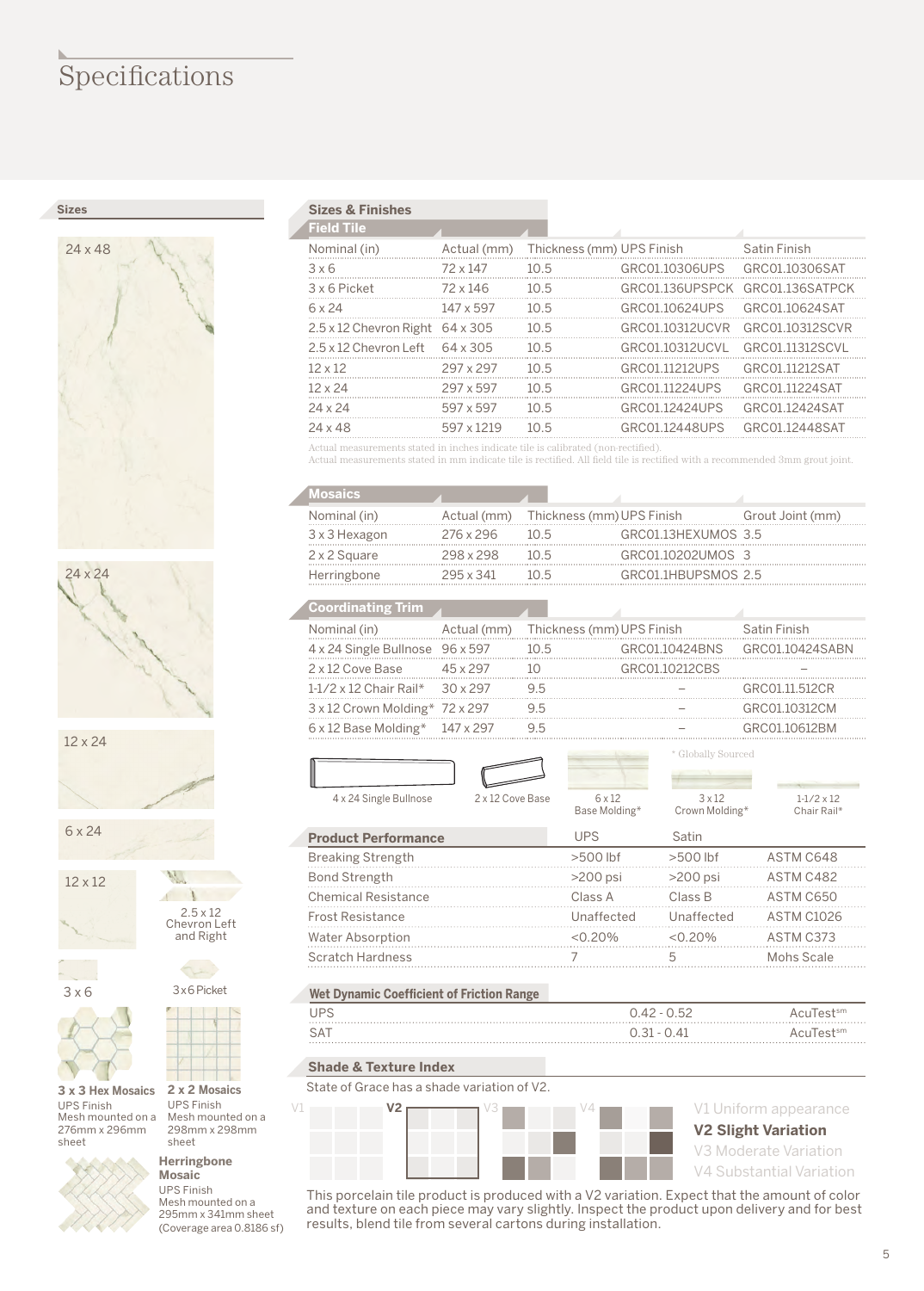# Specifications

## Sizes

24 x 48

24 x 24

12 x 24

6 x 24

12 x 12

2.5 x 12 Chevron Left and Right

3 x 6

3x6 Picket

**3 x 3 Hex Mosaics**
UPS Finish
Mesh mounted on a 276mm x 296mm sheet

**2 x 2 Mosaics**
UPS Finish
Mesh mounted on a 298mm x 298mm sheet

**Herringbone Mosaic**
UPS Finish
Mesh mounted on a 295mm x 341mm sheet
(Coverage area 0.8186 sf)

## Sizes & Finishes

### Field Tile

| Nominal (in) | Actual (mm) | Thickness (mm) | UPS Finish | Satin Finish |
|---|---|---|---|---|
| 3 x 6 | 72 x 147 | 10.5 | GRC01.10306UPS | GRC01.10306SAT |
| 3 x 6 Picket | 72 x 146 | 10.5 | GRC01.136UPSPCK | GRC01.136SATPCK |
| 6 x 24 | 147 x 597 | 10.5 | GRC01.10624UPS | GRC01.10624SAT |
| 2.5 x 12 Chevron Right | 64 x 305 | 10.5 | GRC01.10312UCVR | GRC01.10312SCVR |
| 2.5 x 12 Chevron Left | 64 x 305 | 10.5 | GRC01.10312UCVL | GRC01.11312SCVL |
| 12 x 12 | 297 x 297 | 10.5 | GRC01.11212UPS | GRC01.11212SAT |
| 12 x 24 | 297 x 597 | 10.5 | GRC01.11224UPS | GRC01.11224SAT |
| 24 x 24 | 597 x 597 | 10.5 | GRC01.12424UPS | GRC01.12424SAT |
| 24 x 48 | 597 x 1219 | 10.5 | GRC01.12448UPS | GRC01.12448SAT |

Actual measurements stated in inches indicate tile is calibrated (non-rectified).
Actual measurements stated in mm indicate tile is rectified. All field tile is rectified with a recommended 3mm grout joint.

### Mosaics

| Nominal (in) | Actual (mm) | Thickness (mm) | UPS Finish | Grout Joint (mm) |
|---|---|---|---|---|
| 3 x 3 Hexagon | 276 x 296 | 10.5 | GRC01.13HEXUMOS | 3.5 |
| 2 x 2 Square | 298 x 298 | 10.5 | GRC01.10202UMOS | 3 |
| Herringbone | 295 x 341 | 10.5 | GRC01.1HBUPSMOS | 2.5 |

### Coordinating Trim

| Nominal (in) | Actual (mm) | Thickness (mm) | UPS Finish | Satin Finish |
|---|---|---|---|---|
| 4 x 24 Single Bullnose | 96 x 597 | 10.5 | GRC01.10424BNS | GRC01.10424SABN |
| 2 x 12 Cove Base | 45 x 297 | 10 | GRC01.10212CBS | – |
| 1-1/2 x 12 Chair Rail* | 30 x 297 | 9.5 | – | GRC01.11.512CR |
| 3 x 12 Crown Molding* | 72 x 297 | 9.5 | – | GRC01.10312CM |
| 6 x 12 Base Molding* | 147 x 297 | 9.5 | – | GRC01.10612BM |

* Globally Sourced

4 x 24 Single Bullnose | 2 x 12 Cove Base | 6 x 12 Base Molding* | 3 x 12 Crown Molding* | 1-1/2 x 12 Chair Rail*

## Product Performance

| Product Performance | UPS | Satin | |
|---|---|---|---|
| Breaking Strength | >500 lbf | >500 lbf | ASTM C648 |
| Bond Strength | >200 psi | >200 psi | ASTM C482 |
| Chemical Resistance | Class A | Class B | ASTM C650 |
| Frost Resistance | Unaffected | Unaffected | ASTM C1026 |
| Water Absorption | <0.20% | <0.20% | ASTM C373 |
| Scratch Hardness | 7 | 5 | Mohs Scale |

## Wet Dynamic Coefficient of Friction Range

| | | |
|---|---|---|
| UPS | 0.42 - 0.52 | AcuTest[sm] |
| SAT | 0.31 - 0.41 | AcuTest[sm] |

## Shade & Texture Index

State of Grace has a shade variation of V2.

V1 | **V2** | V3 | V4

V1 Uniform appearance
**V2 Slight Variation**
V3 Moderate Variation
V4 Substantial Variation

This porcelain tile product is produced with a V2 variation. Expect that the amount of color and texture on each piece may vary slightly. Inspect the product upon delivery and for best results, blend tile from several cartons during installation.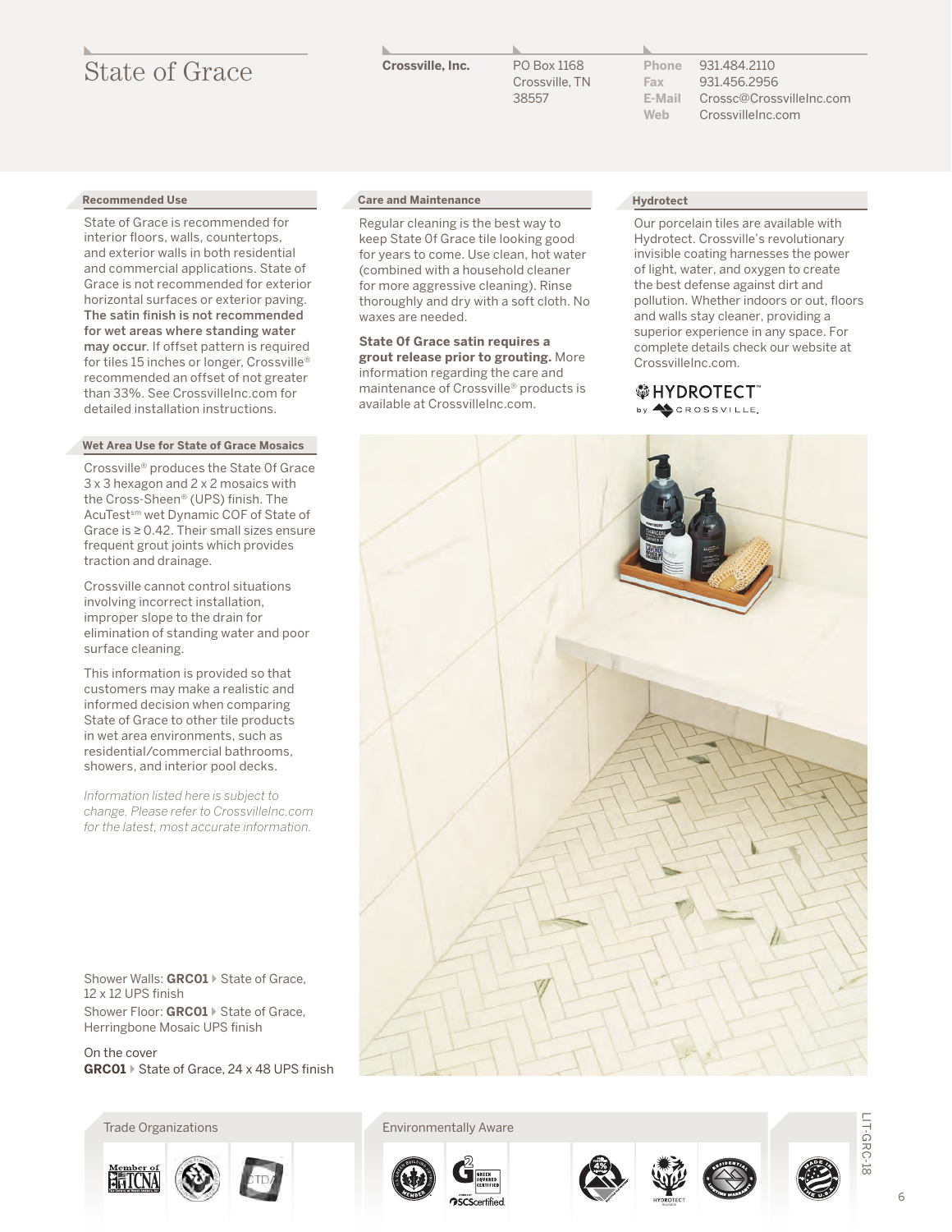# State of Grace

**Crossville, Inc.**

PO Box 1168
Crossville, TN
38557

**Phone** 931.484.2110
**Fax** 931.456.2956
**E-Mail** Crossc@CrossvilleInc.com
**Web** CrossvilleInc.com

### Recommended Use

State of Grace is recommended for interior floors, walls, countertops, and exterior walls in both residential and commercial applications. State of Grace is not recommended for exterior horizontal surfaces or exterior paving. **The satin finish is not recommended for wet areas where standing water may occur**. If offset pattern is required for tiles 15 inches or longer, Crossville® recommended an offset of not greater than 33%. See CrossvilleInc.com for detailed installation instructions.

### Wet Area Use for State of Grace Mosaics

Crossville® produces the State Of Grace 3 x 3 hexagon and 2 x 2 mosaics with the Cross-Sheen® (UPS) finish. The AcuTest[sm] wet Dynamic COF of State of Grace is ≥ 0.42. Their small sizes ensure frequent grout joints which provides traction and drainage.

Crossville cannot control situations involving incorrect installation, improper slope to the drain for elimination of standing water and poor surface cleaning.

This information is provided so that customers may make a realistic and informed decision when comparing State of Grace to other tile products in wet area environments, such as residential/commercial bathrooms, showers, and interior pool decks.

*Information listed here is subject to change. Please refer to CrossvilleInc.com for the latest, most accurate information.*

### Care and Maintenance

Regular cleaning is the best way to keep State Of Grace tile looking good for years to come. Use clean, hot water (combined with a household cleaner for more aggressive cleaning). Rinse thoroughly and dry with a soft cloth. No waxes are needed.

**State Of Grace satin requires a grout release prior to grouting.** More information regarding the care and maintenance of Crossville® products is available at CrossvilleInc.com.

### Hydrotect

Our porcelain tiles are available with Hydrotect. Crossville's revolutionary invisible coating harnesses the power of light, water, and oxygen to create the best defense against dirt and pollution. Whether indoors or out, floors and walls stay cleaner, providing a superior experience in any space. For complete details check our website at CrossvilleInc.com.

HYDROTECT™ by CROSSVILLE

Shower Walls: **GRC01** ▸ State of Grace, 12 x 12 UPS finish

Shower Floor: **GRC01** ▸ State of Grace, Herringbone Mosaic UPS finish

On the cover
**GRC01** ▸ State of Grace, 24 x 48 UPS finish

Trade Organizations

Environmentally Aware

LIT-GRC-18